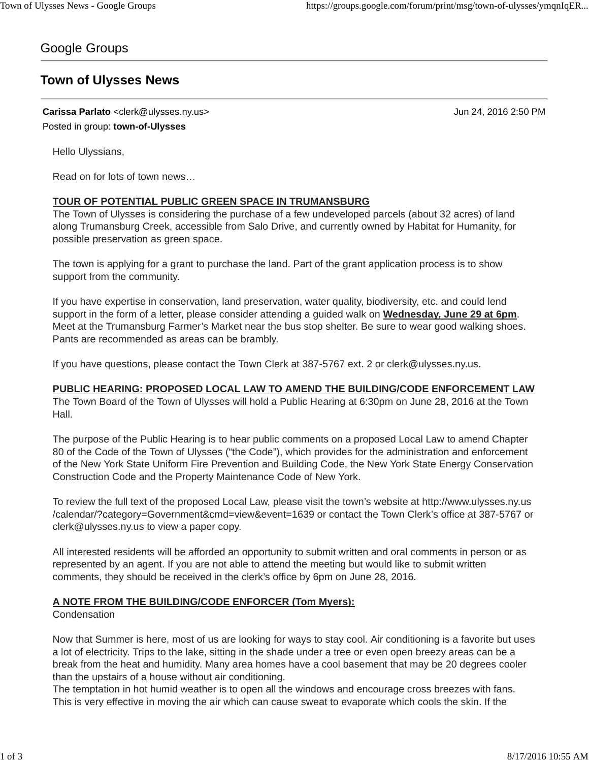Google Groups

# Town of Ulysses News

**Carissa Parlato** <clerk@ulysses.ny.us> Jun 24, 2016 2:50 PM

Posted in group: **town-of-Ulysses**

Hello Ulyssians,

Read on for lots of town news…

**TOUR OF POTENTIAL PUBLIC GREEN SPACE IN TRUMANSBURG**

The Town of Ulysses is considering the purchase of a few undeveloped parcels (about 32 acres) of land along Trumansburg Creek, accessible from Salo Drive, and currently owned by Habitat for Humanity, for possible preservation as green space.

The town is applying for a grant to purchase the land. Part of the grant application process is to show support from the community.

If you have expertise in conservation, land preservation, water quality, biodiversity, etc. and could lend support in the form of a letter, please consider attending a guided walk on **Wednesday, June 29 at 6pm**. Meet at the Trumansburg Farmer's Market near the bus stop shelter. Be sure to wear good walking shoes. Pants are recommended as areas can be brambly.

If you have questions, please contact the Town Clerk at 387-5767 ext. 2 or clerk@ulysses.ny.us.

**PUBLIC HEARING: PROPOSED LOCAL LAW TO AMEND THE BUILDING/CODE ENFORCEMENT LAW**

The Town Board of the Town of Ulysses will hold a Public Hearing at 6:30pm on June 28, 2016 at the Town Hall.

The purpose of the Public Hearing is to hear public comments on a proposed Local Law to amend Chapter 80 of the Code of the Town of Ulysses ("the Code"), which provides for the administration and enforcement of the New York State Uniform Fire Prevention and Building Code, the New York State Energy Conservation Construction Code and the Property Maintenance Code of New York.

To review the full text of the proposed Local Law, please visit the town's website at http://www.ulysses.ny.us/calendar/?category=Government&cmd=view&event=1639 or contact the Town Clerk's office at 387-5767 or clerk@ulysses.ny.us to view a paper copy.

All interested residents will be afforded an opportunity to submit written and oral comments in person or as represented by an agent. If you are not able to attend the meeting but would like to submit written comments, they should be received in the clerk's office by 6pm on June 28, 2016.

**A NOTE FROM THE BUILDING/CODE ENFORCER (Tom Myers):**

Condensation

Now that Summer is here, most of us are looking for ways to stay cool. Air conditioning is a favorite but uses a lot of electricity. Trips to the lake, sitting in the shade under a tree or even open breezy areas can be a break from the heat and humidity. Many area homes have a cool basement that may be 20 degrees cooler than the upstairs of a house without air conditioning.

The temptation in hot humid weather is to open all the windows and encourage cross breezes with fans. This is very effective in moving the air which can cause sweat to evaporate which cools the skin. If the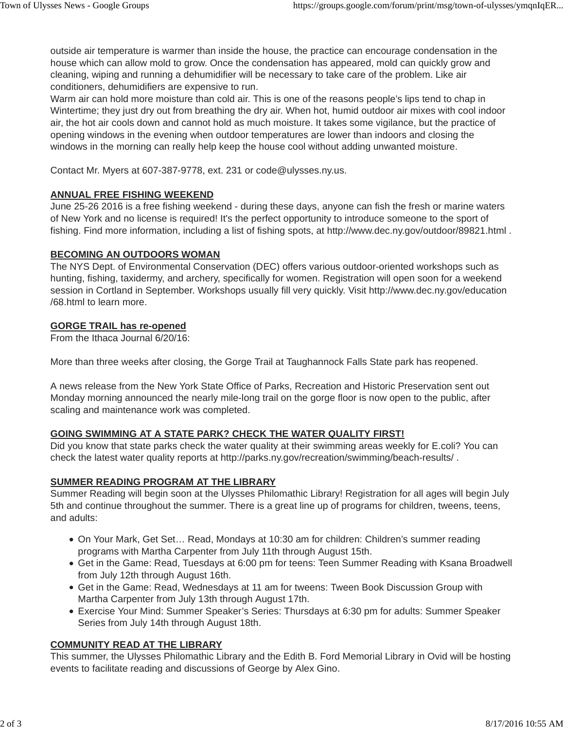outside air temperature is warmer than inside the house, the practice can encourage condensation in the house which can allow mold to grow. Once the condensation has appeared, mold can quickly grow and cleaning, wiping and running a dehumidifier will be necessary to take care of the problem. Like air conditioners, dehumidifiers are expensive to run.
Warm air can hold more moisture than cold air. This is one of the reasons people's lips tend to chap in Wintertime; they just dry out from breathing the dry air. When hot, humid outdoor air mixes with cool indoor air, the hot air cools down and cannot hold as much moisture. It takes some vigilance, but the practice of opening windows in the evening when outdoor temperatures are lower than indoors and closing the windows in the morning can really help keep the house cool without adding unwanted moisture.

Contact Mr. Myers at 607-387-9778, ext. 231 or code@ulysses.ny.us.

**ANNUAL FREE FISHING WEEKEND**
June 25-26 2016 is a free fishing weekend - during these days, anyone can fish the fresh or marine waters of New York and no license is required! It's the perfect opportunity to introduce someone to the sport of fishing. Find more information, including a list of fishing spots, at http://www.dec.ny.gov/outdoor/89821.html .

**BECOMING AN OUTDOORS WOMAN**
The NYS Dept. of Environmental Conservation (DEC) offers various outdoor-oriented workshops such as hunting, fishing, taxidermy, and archery, specifically for women. Registration will open soon for a weekend session in Cortland in September. Workshops usually fill very quickly. Visit http://www.dec.ny.gov/education/68.html to learn more.

**GORGE TRAIL has re-opened**
From the Ithaca Journal 6/20/16:

More than three weeks after closing, the Gorge Trail at Taughannock Falls State park has reopened.

A news release from the New York State Office of Parks, Recreation and Historic Preservation sent out Monday morning announced the nearly mile-long trail on the gorge floor is now open to the public, after scaling and maintenance work was completed.

**GOING SWIMMING AT A STATE PARK? CHECK THE WATER QUALITY FIRST!**
Did you know that state parks check the water quality at their swimming areas weekly for E.coli? You can check the latest water quality reports at http://parks.ny.gov/recreation/swimming/beach-results/ .

**SUMMER READING PROGRAM AT THE LIBRARY**
Summer Reading will begin soon at the Ulysses Philomathic Library! Registration for all ages will begin July 5th and continue throughout the summer. There is a great line up of programs for children, tweens, teens, and adults:

- On Your Mark, Get Set… Read, Mondays at 10:30 am for children: Children's summer reading programs with Martha Carpenter from July 11th through August 15th.
- Get in the Game: Read, Tuesdays at 6:00 pm for teens: Teen Summer Reading with Ksana Broadwell from July 12th through August 16th.
- Get in the Game: Read, Wednesdays at 11 am for tweens: Tween Book Discussion Group with Martha Carpenter from July 13th through August 17th.
- Exercise Your Mind: Summer Speaker's Series: Thursdays at 6:30 pm for adults: Summer Speaker Series from July 14th through August 18th.

**COMMUNITY READ AT THE LIBRARY**
This summer, the Ulysses Philomathic Library and the Edith B. Ford Memorial Library in Ovid will be hosting events to facilitate reading and discussions of George by Alex Gino.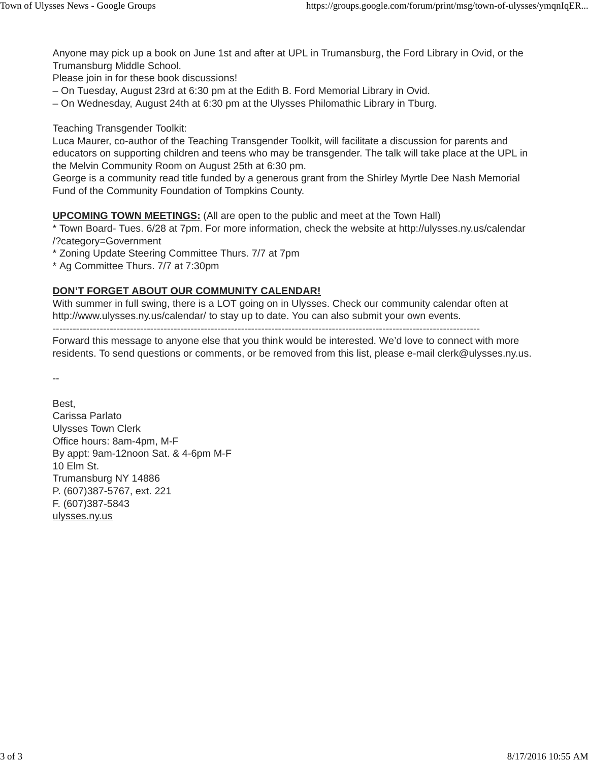Anyone may pick up a book on June 1st and after at UPL in Trumansburg, the Ford Library in Ovid, or the Trumansburg Middle School.
Please join in for these book discussions!
– On Tuesday, August 23rd at 6:30 pm at the Edith B. Ford Memorial Library in Ovid.
– On Wednesday, August 24th at 6:30 pm at the Ulysses Philomathic Library in Tburg.

Teaching Transgender Toolkit:
Luca Maurer, co-author of the Teaching Transgender Toolkit, will facilitate a discussion for parents and educators on supporting children and teens who may be transgender. The talk will take place at the UPL in the Melvin Community Room on August 25th at 6:30 pm.
George is a community read title funded by a generous grant from the Shirley Myrtle Dee Nash Memorial Fund of the Community Foundation of Tompkins County.

**UPCOMING TOWN MEETINGS:** (All are open to the public and meet at the Town Hall)
* Town Board- Tues. 6/28 at 7pm. For more information, check the website at http://ulysses.ny.us/calendar/?category=Government
* Zoning Update Steering Committee Thurs. 7/7 at 7pm
* Ag Committee Thurs. 7/7 at 7:30pm

**DON'T FORGET ABOUT OUR COMMUNITY CALENDAR!**
With summer in full swing, there is a LOT going on in Ulysses. Check our community calendar often at http://www.ulysses.ny.us/calendar/ to stay up to date. You can also submit your own events.

---

Forward this message to anyone else that you think would be interested. We'd love to connect with more residents. To send questions or comments, or be removed from this list, please e-mail clerk@ulysses.ny.us.

--

Best,
Carissa Parlato
Ulysses Town Clerk
Office hours: 8am-4pm, M-F
By appt: 9am-12noon Sat. & 4-6pm M-F
10 Elm St.
Trumansburg NY 14886
P. (607)387-5767, ext. 221
F. (607)387-5843
ulysses.ny.us